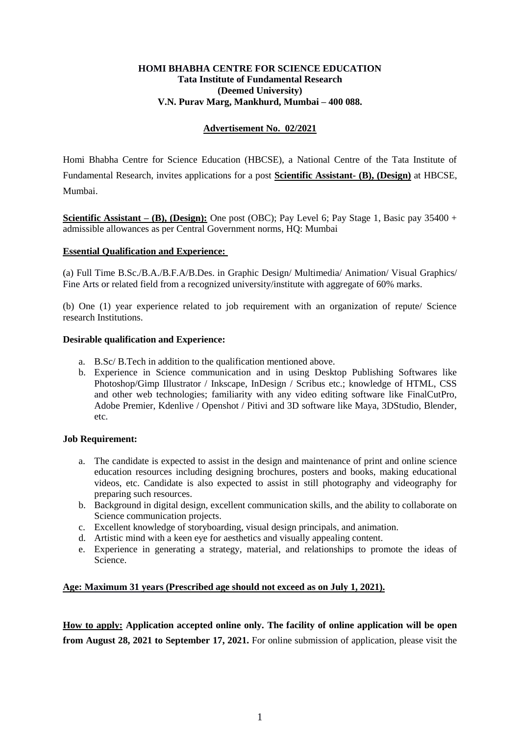**HOMI BHABHA CENTRE FOR SCIENCE EDUCATION**
**Tata Institute of Fundamental Research**
**(Deemed University)**
**V.N. Purav Marg, Mankhurd, Mumbai – 400 088.**

**Advertisement No. 02/2021**

Homi Bhabha Centre for Science Education (HBCSE), a National Centre of the Tata Institute of Fundamental Research, invites applications for a post **Scientific Assistant- (B), (Design)** at HBCSE, Mumbai.

**Scientific Assistant – (B), (Design):** One post (OBC); Pay Level 6; Pay Stage 1, Basic pay 35400 + admissible allowances as per Central Government norms, HQ: Mumbai

**Essential Qualification and Experience:**

(a) Full Time B.Sc./B.A./B.F.A/B.Des. in Graphic Design/ Multimedia/ Animation/ Visual Graphics/ Fine Arts or related field from a recognized university/institute with aggregate of 60% marks.

(b) One (1) year experience related to job requirement with an organization of repute/ Science research Institutions.

**Desirable qualification and Experience:**

a. B.Sc/ B.Tech in addition to the qualification mentioned above.
b. Experience in Science communication and in using Desktop Publishing Softwares like Photoshop/Gimp Illustrator / Inkscape, InDesign / Scribus etc.; knowledge of HTML, CSS and other web technologies; familiarity with any video editing software like FinalCutPro, Adobe Premier, Kdenlive / Openshot / Pitivi and 3D software like Maya, 3DStudio, Blender, etc.

**Job Requirement:**

a. The candidate is expected to assist in the design and maintenance of print and online science education resources including designing brochures, posters and books, making educational videos, etc. Candidate is also expected to assist in still photography and videography for preparing such resources.
b. Background in digital design, excellent communication skills, and the ability to collaborate on Science communication projects.
c. Excellent knowledge of storyboarding, visual design principals, and animation.
d. Artistic mind with a keen eye for aesthetics and visually appealing content.
e. Experience in generating a strategy, material, and relationships to promote the ideas of Science.

**Age: Maximum 31 years (Prescribed age should not exceed as on July 1, 2021).**

**How to apply: Application accepted online only. The facility of online application will be open from August 28, 2021 to September 17, 2021.** For online submission of application, please visit the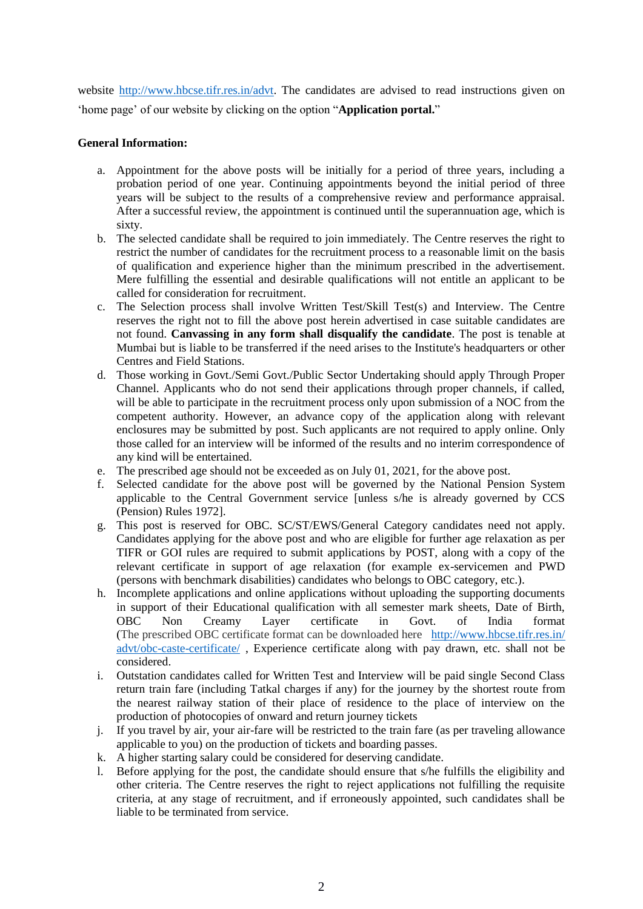website http://www.hbcse.tifr.res.in/advt. The candidates are advised to read instructions given on 'home page' of our website by clicking on the option "**Application portal.**"

**General Information:**

a. Appointment for the above posts will be initially for a period of three years, including a probation period of one year. Continuing appointments beyond the initial period of three years will be subject to the results of a comprehensive review and performance appraisal. After a successful review, the appointment is continued until the superannuation age, which is sixty.
b. The selected candidate shall be required to join immediately. The Centre reserves the right to restrict the number of candidates for the recruitment process to a reasonable limit on the basis of qualification and experience higher than the minimum prescribed in the advertisement. Mere fulfilling the essential and desirable qualifications will not entitle an applicant to be called for consideration for recruitment.
c. The Selection process shall involve Written Test/Skill Test(s) and Interview. The Centre reserves the right not to fill the above post herein advertised in case suitable candidates are not found. **Canvassing in any form shall disqualify the candidate**. The post is tenable at Mumbai but is liable to be transferred if the need arises to the Institute's headquarters or other Centres and Field Stations.
d. Those working in Govt./Semi Govt./Public Sector Undertaking should apply Through Proper Channel. Applicants who do not send their applications through proper channels, if called, will be able to participate in the recruitment process only upon submission of a NOC from the competent authority. However, an advance copy of the application along with relevant enclosures may be submitted by post. Such applicants are not required to apply online. Only those called for an interview will be informed of the results and no interim correspondence of any kind will be entertained.
e. The prescribed age should not be exceeded as on July 01, 2021, for the above post.
f. Selected candidate for the above post will be governed by the National Pension System applicable to the Central Government service [unless s/he is already governed by CCS (Pension) Rules 1972].
g. This post is reserved for OBC. SC/ST/EWS/General Category candidates need not apply. Candidates applying for the above post and who are eligible for further age relaxation as per TIFR or GOI rules are required to submit applications by POST, along with a copy of the relevant certificate in support of age relaxation (for example ex-servicemen and PWD (persons with benchmark disabilities) candidates who belongs to OBC category, etc.).
h. Incomplete applications and online applications without uploading the supporting documents in support of their Educational qualification with all semester mark sheets, Date of Birth, OBC Non Creamy Layer certificate in Govt. of India format (The prescribed OBC certificate format can be downloaded here http://www.hbcse.tifr.res.in/advt/obc-caste-certificate/ , Experience certificate along with pay drawn, etc. shall not be considered.
i. Outstation candidates called for Written Test and Interview will be paid single Second Class return train fare (including Tatkal charges if any) for the journey by the shortest route from the nearest railway station of their place of residence to the place of interview on the production of photocopies of onward and return journey tickets
j. If you travel by air, your air-fare will be restricted to the train fare (as per traveling allowance applicable to you) on the production of tickets and boarding passes.
k. A higher starting salary could be considered for deserving candidate.
l. Before applying for the post, the candidate should ensure that s/he fulfills the eligibility and other criteria. The Centre reserves the right to reject applications not fulfilling the requisite criteria, at any stage of recruitment, and if erroneously appointed, such candidates shall be liable to be terminated from service.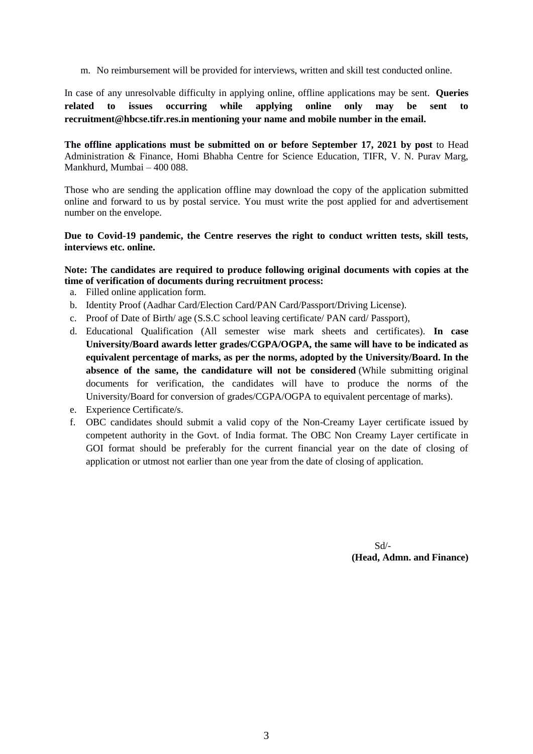m. No reimbursement will be provided for interviews, written and skill test conducted online.

In case of any unresolvable difficulty in applying online, offline applications may be sent. **Queries related to issues occurring while applying online only may be sent to recruitment@hbcse.tifr.res.in mentioning your name and mobile number in the email.**

**The offline applications must be submitted on or before September 17, 2021 by post** to Head Administration & Finance, Homi Bhabha Centre for Science Education, TIFR, V. N. Purav Marg, Mankhurd, Mumbai – 400 088.

Those who are sending the application offline may download the copy of the application submitted online and forward to us by postal service. You must write the post applied for and advertisement number on the envelope.

**Due to Covid-19 pandemic, the Centre reserves the right to conduct written tests, skill tests, interviews etc. online.**

**Note: The candidates are required to produce following original documents with copies at the time of verification of documents during recruitment process:**

a. Filled online application form.
b. Identity Proof (Aadhar Card/Election Card/PAN Card/Passport/Driving License).
c. Proof of Date of Birth/ age (S.S.C school leaving certificate/ PAN card/ Passport),
d. Educational Qualification (All semester wise mark sheets and certificates). **In case University/Board awards letter grades/CGPA/OGPA, the same will have to be indicated as equivalent percentage of marks, as per the norms, adopted by the University/Board. In the absence of the same, the candidature will not be considered** (While submitting original documents for verification, the candidates will have to produce the norms of the University/Board for conversion of grades/CGPA/OGPA to equivalent percentage of marks).
e. Experience Certificate/s.
f. OBC candidates should submit a valid copy of the Non-Creamy Layer certificate issued by competent authority in the Govt. of India format. The OBC Non Creamy Layer certificate in GOI format should be preferably for the current financial year on the date of closing of application or utmost not earlier than one year from the date of closing of application.

Sd/-
**(Head, Admn. and Finance)**